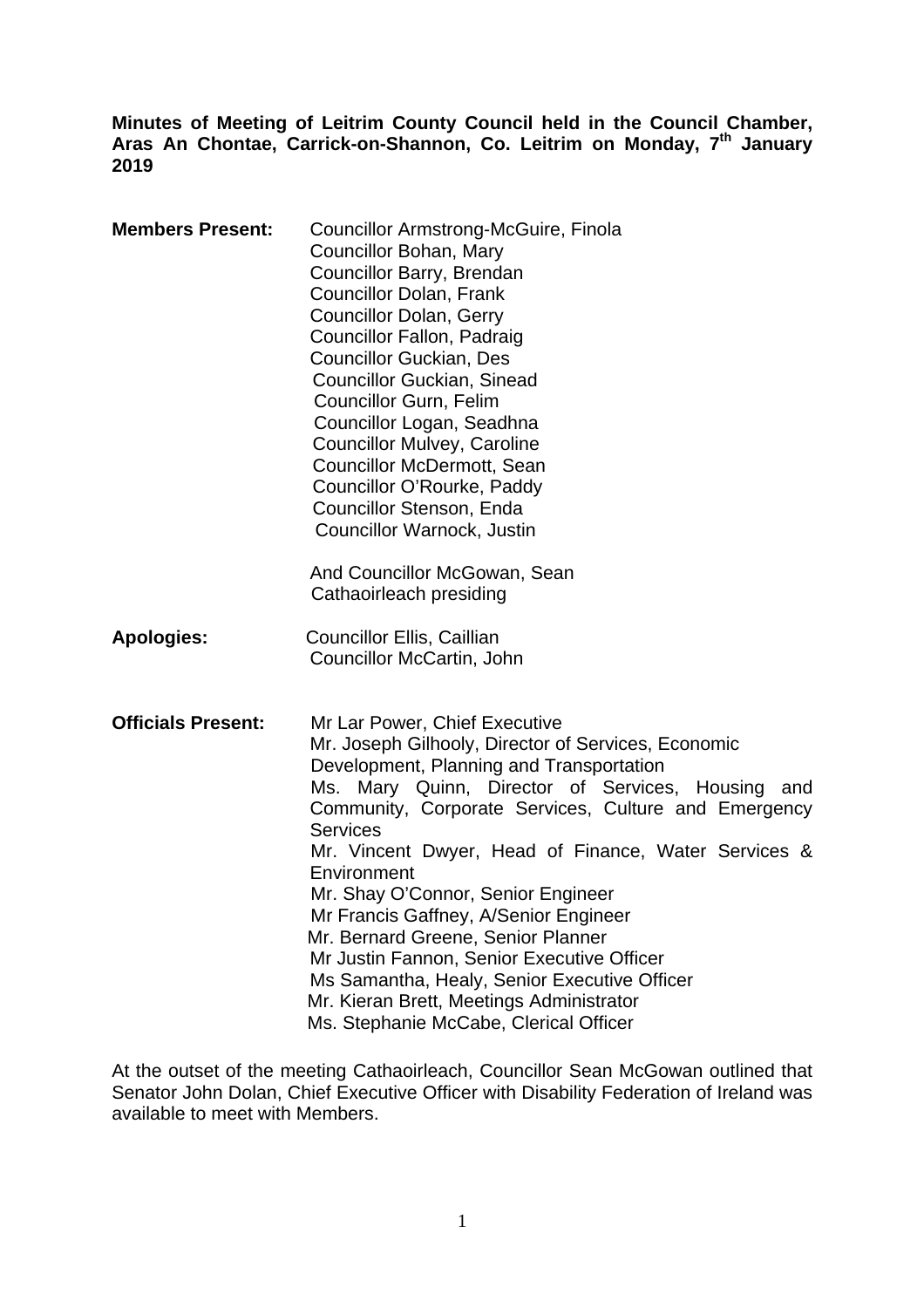**Minutes of Meeting of Leitrim County Council held in the Council Chamber, Aras An Chontae, Carrick-on-Shannon, Co. Leitrim on Monday, 7th January 2019**

**Members Present:**
Councillor Armstrong-McGuire, Finola
Councillor Bohan, Mary
Councillor Barry, Brendan
Councillor Dolan, Frank
Councillor Dolan, Gerry
Councillor Fallon, Padraig
Councillor Guckian, Des
Councillor Guckian, Sinead
Councillor Gurn, Felim
Councillor Logan, Seadhna
Councillor Mulvey, Caroline
Councillor McDermott, Sean
Councillor O'Rourke, Paddy
Councillor Stenson, Enda
Councillor Warnock, Justin

And Councillor McGowan, Sean
Cathaoirleach presiding

**Apologies:**
Councillor Ellis, Caillian
Councillor McCartin, John

**Officials Present:**
Mr Lar Power, Chief Executive
Mr. Joseph Gilhooly, Director of Services, Economic Development, Planning and Transportation
Ms. Mary Quinn, Director of Services, Housing and Community, Corporate Services, Culture and Emergency Services
Mr. Vincent Dwyer, Head of Finance, Water Services & Environment
Mr. Shay O'Connor, Senior Engineer
Mr Francis Gaffney, A/Senior Engineer
Mr. Bernard Greene, Senior Planner
Mr Justin Fannon, Senior Executive Officer
Ms Samantha, Healy, Senior Executive Officer
Mr. Kieran Brett, Meetings Administrator
Ms. Stephanie McCabe, Clerical Officer

At the outset of the meeting Cathaoirleach, Councillor Sean McGowan outlined that Senator John Dolan, Chief Executive Officer with Disability Federation of Ireland was available to meet with Members.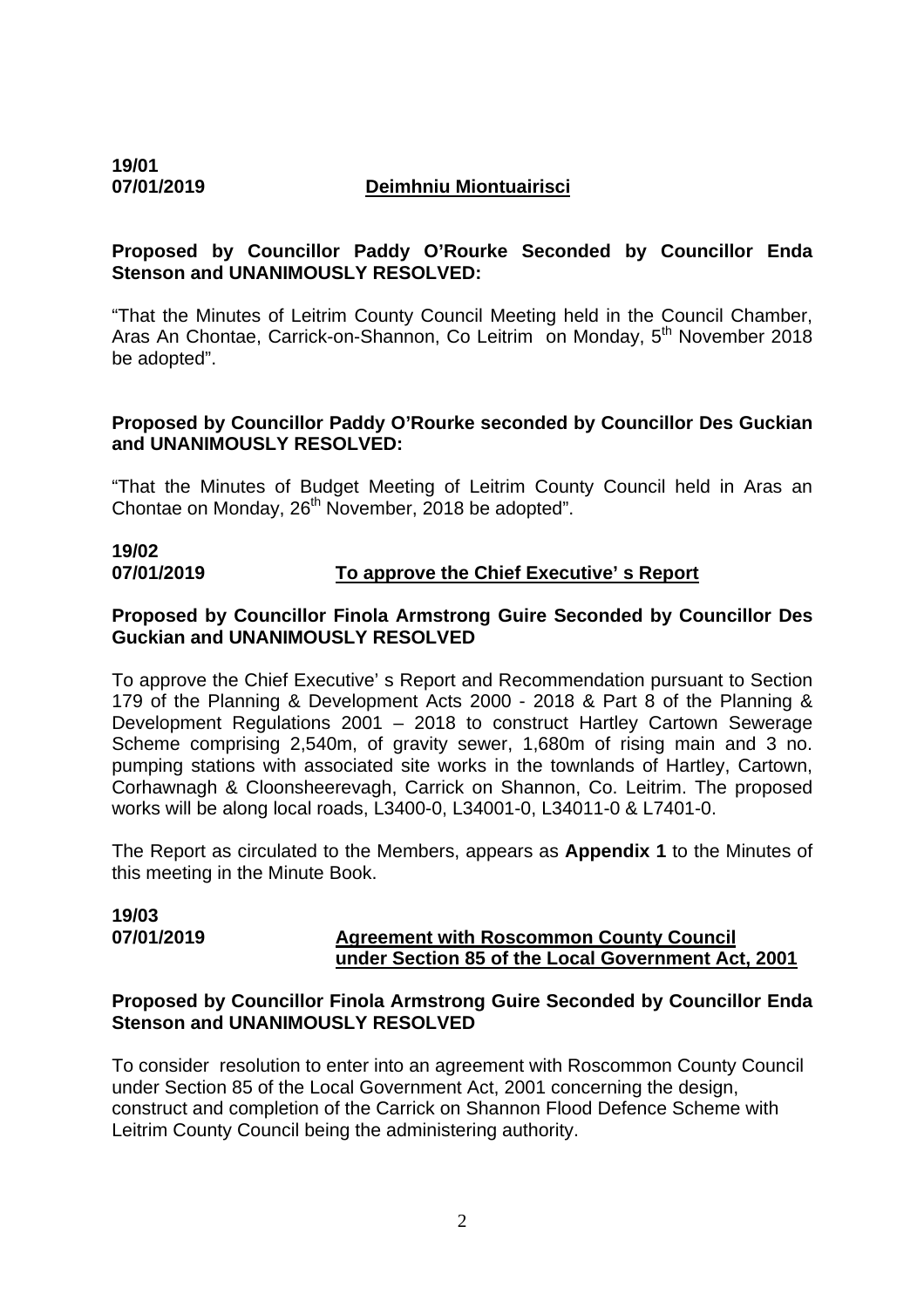**19/01**
**07/01/2019** **Deimhniu Miontuairisci**

**Proposed by Councillor Paddy O'Rourke Seconded by Councillor Enda Stenson and UNANIMOUSLY RESOLVED:**

"That the Minutes of Leitrim County Council Meeting held in the Council Chamber, Aras An Chontae, Carrick-on-Shannon, Co Leitrim on Monday, 5th November 2018 be adopted".

**Proposed by Councillor Paddy O'Rourke seconded by Councillor Des Guckian and UNANIMOUSLY RESOLVED:**

"That the Minutes of Budget Meeting of Leitrim County Council held in Aras an Chontae on Monday, 26th November, 2018 be adopted".

**19/02**
**07/01/2019** **To approve the Chief Executive' s Report**

**Proposed by Councillor Finola Armstrong Guire Seconded by Councillor Des Guckian and UNANIMOUSLY RESOLVED**

To approve the Chief Executive' s Report and Recommendation pursuant to Section 179 of the Planning & Development Acts 2000 - 2018 & Part 8 of the Planning & Development Regulations 2001 – 2018 to construct Hartley Cartown Sewerage Scheme comprising 2,540m, of gravity sewer, 1,680m of rising main and 3 no. pumping stations with associated site works in the townlands of Hartley, Cartown, Corhawnagh & Cloonsheerevagh, Carrick on Shannon, Co. Leitrim. The proposed works will be along local roads, L3400-0, L34001-0, L34011-0 & L7401-0.

The Report as circulated to the Members, appears as **Appendix 1** to the Minutes of this meeting in the Minute Book.

**19/03**
**07/01/2019** **Agreement with Roscommon County Council under Section 85 of the Local Government Act, 2001**

**Proposed by Councillor Finola Armstrong Guire Seconded by Councillor Enda Stenson and UNANIMOUSLY RESOLVED**

To consider resolution to enter into an agreement with Roscommon County Council under Section 85 of the Local Government Act, 2001 concerning the design, construct and completion of the Carrick on Shannon Flood Defence Scheme with Leitrim County Council being the administering authority.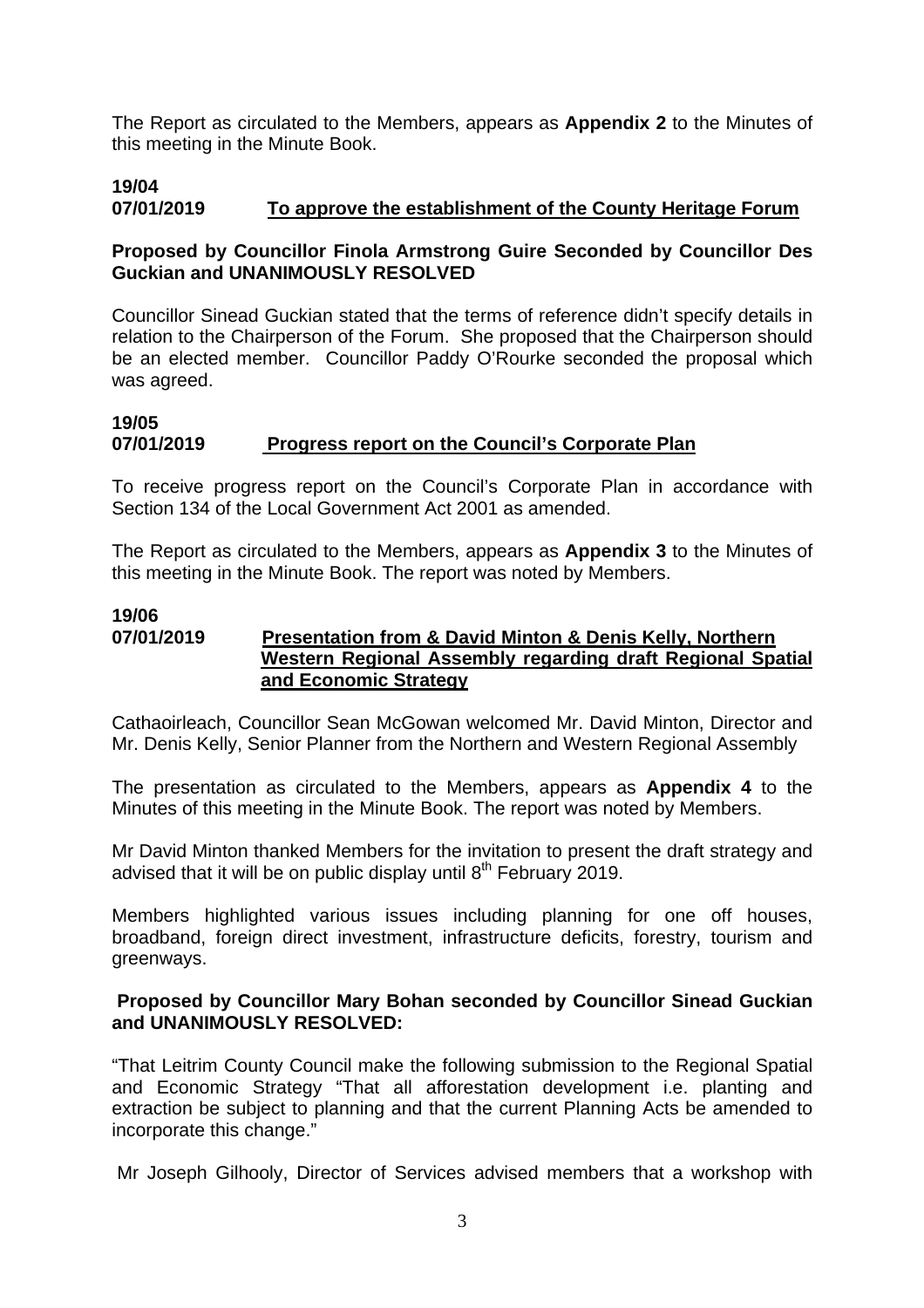The Report as circulated to the Members, appears as **Appendix 2** to the Minutes of this meeting in the Minute Book.

**19/04**
**07/01/2019** **To approve the establishment of the County Heritage Forum**

**Proposed by Councillor Finola Armstrong Guire Seconded by Councillor Des Guckian and UNANIMOUSLY RESOLVED**

Councillor Sinead Guckian stated that the terms of reference didn't specify details in relation to the Chairperson of the Forum. She proposed that the Chairperson should be an elected member. Councillor Paddy O'Rourke seconded the proposal which was agreed.

**19/05**
**07/01/2019** **Progress report on the Council's Corporate Plan**

To receive progress report on the Council's Corporate Plan in accordance with Section 134 of the Local Government Act 2001 as amended.

The Report as circulated to the Members, appears as **Appendix 3** to the Minutes of this meeting in the Minute Book. The report was noted by Members.

**19/06**
**07/01/2019** **Presentation from & David Minton & Denis Kelly, Northern Western Regional Assembly regarding draft Regional Spatial and Economic Strategy**

Cathaoirleach, Councillor Sean McGowan welcomed Mr. David Minton, Director and Mr. Denis Kelly, Senior Planner from the Northern and Western Regional Assembly

The presentation as circulated to the Members, appears as **Appendix 4** to the Minutes of this meeting in the Minute Book. The report was noted by Members.

Mr David Minton thanked Members for the invitation to present the draft strategy and advised that it will be on public display until 8th February 2019.

Members highlighted various issues including planning for one off houses, broadband, foreign direct investment, infrastructure deficits, forestry, tourism and greenways.

**Proposed by Councillor Mary Bohan seconded by Councillor Sinead Guckian and UNANIMOUSLY RESOLVED:**

"That Leitrim County Council make the following submission to the Regional Spatial and Economic Strategy "That all afforestation development i.e. planting and extraction be subject to planning and that the current Planning Acts be amended to incorporate this change."

Mr Joseph Gilhooly, Director of Services advised members that a workshop with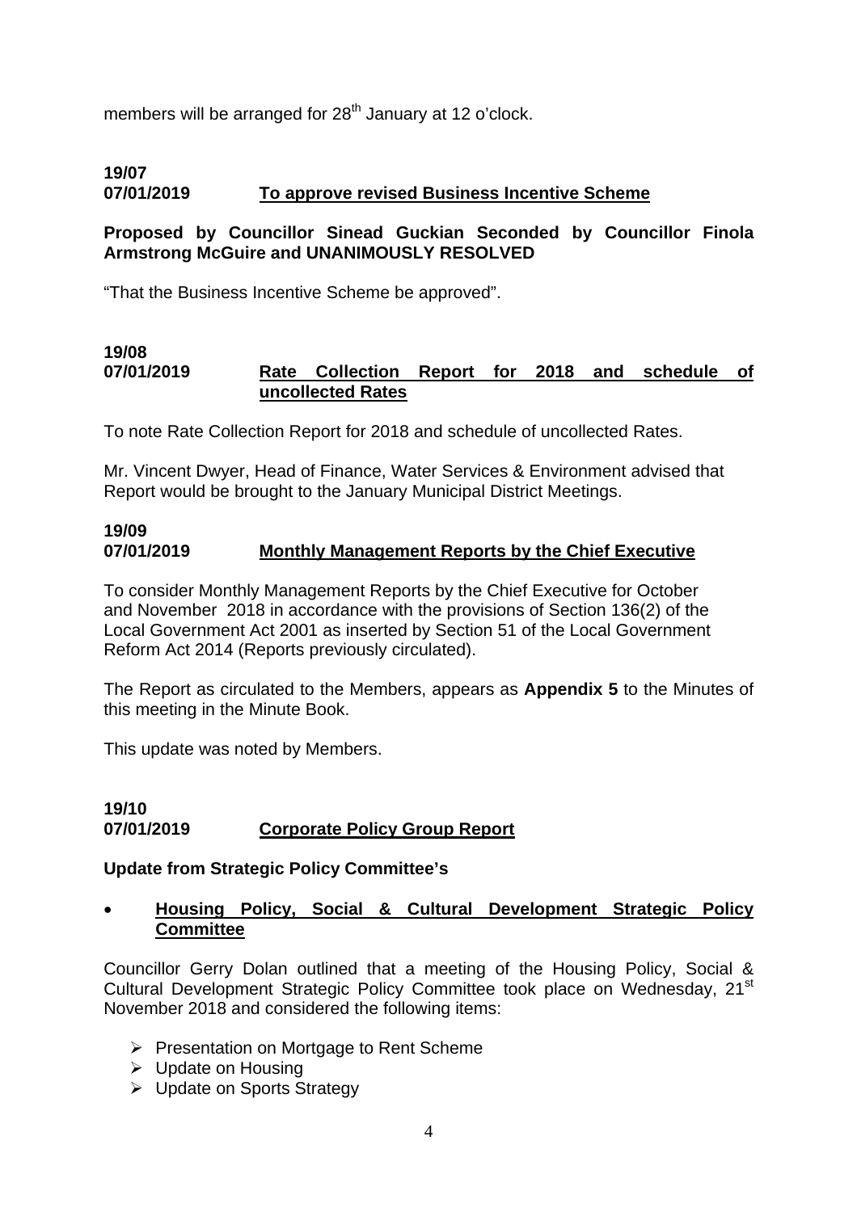members will be arranged for 28th January at 12 o'clock.

**19/07**
**07/01/2019** **<u>To approve revised Business Incentive Scheme</u>**

**Proposed by Councillor Sinead Guckian Seconded by Councillor Finola Armstrong McGuire and UNANIMOUSLY RESOLVED**

"That the Business Incentive Scheme be approved".

**19/08**
**07/01/2019** **<u>Rate Collection Report for 2018 and schedule of uncollected Rates</u>**

To note Rate Collection Report for 2018 and schedule of uncollected Rates.

Mr. Vincent Dwyer, Head of Finance, Water Services & Environment advised that Report would be brought to the January Municipal District Meetings.

**19/09**
**07/01/2019** **<u>Monthly Management Reports by the Chief Executive</u>**

To consider Monthly Management Reports by the Chief Executive for October and November 2018 in accordance with the provisions of Section 136(2) of the Local Government Act 2001 as inserted by Section 51 of the Local Government Reform Act 2014 (Reports previously circulated).

The Report as circulated to the Members, appears as **Appendix 5** to the Minutes of this meeting in the Minute Book.

This update was noted by Members.

**19/10**
**07/01/2019** **<u>Corporate Policy Group Report</u>**

**Update from Strategic Policy Committee's**

- **<u>Housing Policy, Social & Cultural Development Strategic Policy Committee</u>**

Councillor Gerry Dolan outlined that a meeting of the Housing Policy, Social & Cultural Development Strategic Policy Committee took place on Wednesday, 21st November 2018 and considered the following items:

- Presentation on Mortgage to Rent Scheme
- Update on Housing
- Update on Sports Strategy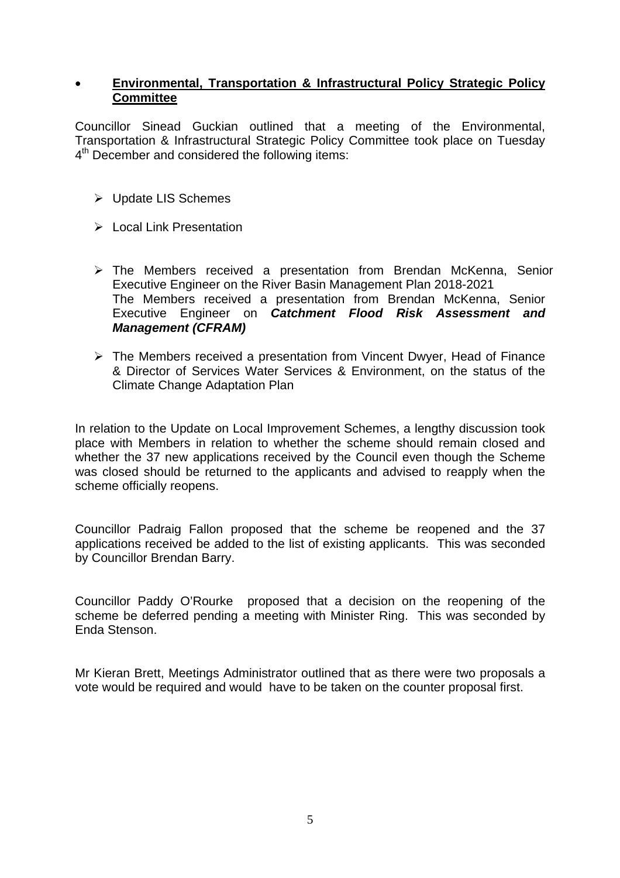- **Environmental, Transportation & Infrastructural Policy Strategic Policy Committee**

Councillor Sinead Guckian outlined that a meeting of the Environmental, Transportation & Infrastructural Strategic Policy Committee took place on Tuesday 4th December and considered the following items:

- Update LIS Schemes
- Local Link Presentation
- The Members received a presentation from Brendan McKenna, Senior Executive Engineer on the River Basin Management Plan 2018-2021
  The Members received a presentation from Brendan McKenna, Senior Executive Engineer on ***Catchment Flood Risk Assessment and Management (CFRAM)***
- The Members received a presentation from Vincent Dwyer, Head of Finance & Director of Services Water Services & Environment, on the status of the Climate Change Adaptation Plan

In relation to the Update on Local Improvement Schemes, a lengthy discussion took place with Members in relation to whether the scheme should remain closed and whether the 37 new applications received by the Council even though the Scheme was closed should be returned to the applicants and advised to reapply when the scheme officially reopens.

Councillor Padraig Fallon proposed that the scheme be reopened and the 37 applications received be added to the list of existing applicants. This was seconded by Councillor Brendan Barry.

Councillor Paddy O'Rourke proposed that a decision on the reopening of the scheme be deferred pending a meeting with Minister Ring. This was seconded by Enda Stenson.

Mr Kieran Brett, Meetings Administrator outlined that as there were two proposals a vote would be required and would have to be taken on the counter proposal first.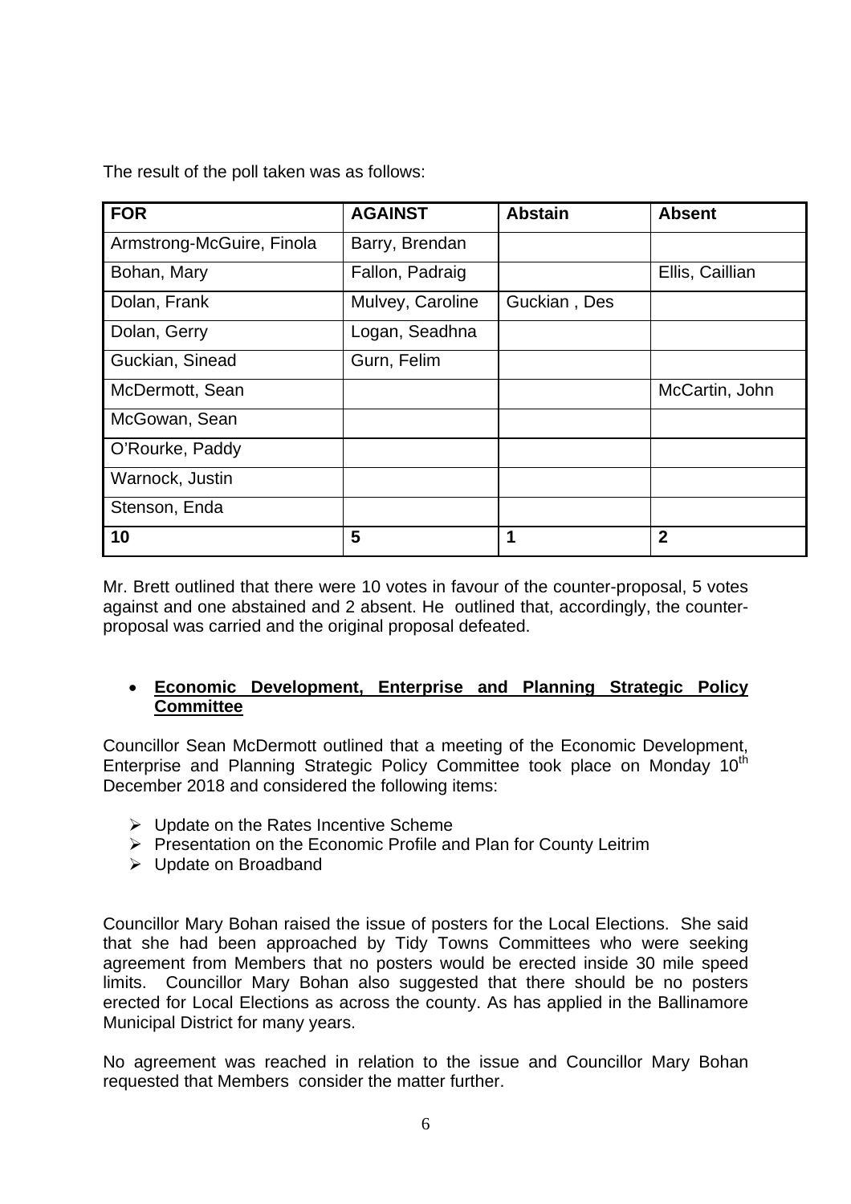The result of the poll taken was as follows:

| FOR | AGAINST | Abstain | Absent |
| --- | --- | --- | --- |
| Armstrong-McGuire, Finola | Barry, Brendan | | |
| Bohan, Mary | Fallon, Padraig | | Ellis, Caillian |
| Dolan, Frank | Mulvey, Caroline | Guckian , Des | |
| Dolan, Gerry | Logan, Seadhna | | |
| Guckian, Sinead | Gurn, Felim | | |
| McDermott, Sean | | | McCartin, John |
| McGowan, Sean | | | |
| O'Rourke, Paddy | | | |
| Warnock, Justin | | | |
| Stenson, Enda | | | |
| **10** | **5** | **1** | **2** |

Mr. Brett outlined that there were 10 votes in favour of the counter-proposal, 5 votes against and one abstained and 2 absent. He outlined that, accordingly, the counter-proposal was carried and the original proposal defeated.

- **<u>Economic Development, Enterprise and Planning Strategic Policy Committee</u>**

Councillor Sean McDermott outlined that a meeting of the Economic Development, Enterprise and Planning Strategic Policy Committee took place on Monday 10th December 2018 and considered the following items:

- Update on the Rates Incentive Scheme
- Presentation on the Economic Profile and Plan for County Leitrim
- Update on Broadband

Councillor Mary Bohan raised the issue of posters for the Local Elections. She said that she had been approached by Tidy Towns Committees who were seeking agreement from Members that no posters would be erected inside 30 mile speed limits. Councillor Mary Bohan also suggested that there should be no posters erected for Local Elections as across the county. As has applied in the Ballinamore Municipal District for many years.

No agreement was reached in relation to the issue and Councillor Mary Bohan requested that Members consider the matter further.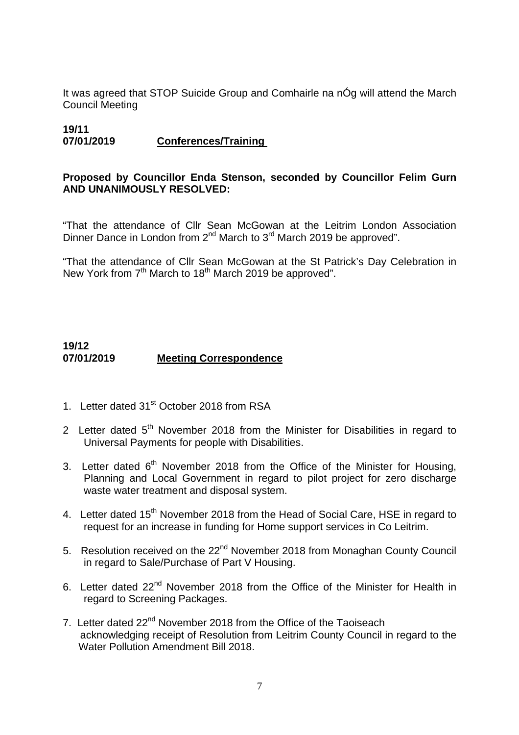It was agreed that STOP Suicide Group and Comhairle na nÓg will attend the March Council Meeting

**19/11**
**07/01/2019** **Conferences/Training**

**Proposed by Councillor Enda Stenson, seconded by Councillor Felim Gurn AND UNANIMOUSLY RESOLVED:**

"That the attendance of Cllr Sean McGowan at the Leitrim London Association Dinner Dance in London from 2nd March to 3rd March 2019 be approved".

"That the attendance of Cllr Sean McGowan at the St Patrick's Day Celebration in New York from 7th March to 18th March 2019 be approved".

**19/12**
**07/01/2019** **Meeting Correspondence**

1. Letter dated 31st October 2018 from RSA
2. Letter dated 5th November 2018 from the Minister for Disabilities in regard to Universal Payments for people with Disabilities.
3. Letter dated 6th November 2018 from the Office of the Minister for Housing, Planning and Local Government in regard to pilot project for zero discharge waste water treatment and disposal system.
4. Letter dated 15th November 2018 from the Head of Social Care, HSE in regard to request for an increase in funding for Home support services in Co Leitrim.
5. Resolution received on the 22nd November 2018 from Monaghan County Council in regard to Sale/Purchase of Part V Housing.
6. Letter dated 22nd November 2018 from the Office of the Minister for Health in regard to Screening Packages.
7. Letter dated 22nd November 2018 from the Office of the Taoiseach acknowledging receipt of Resolution from Leitrim County Council in regard to the Water Pollution Amendment Bill 2018.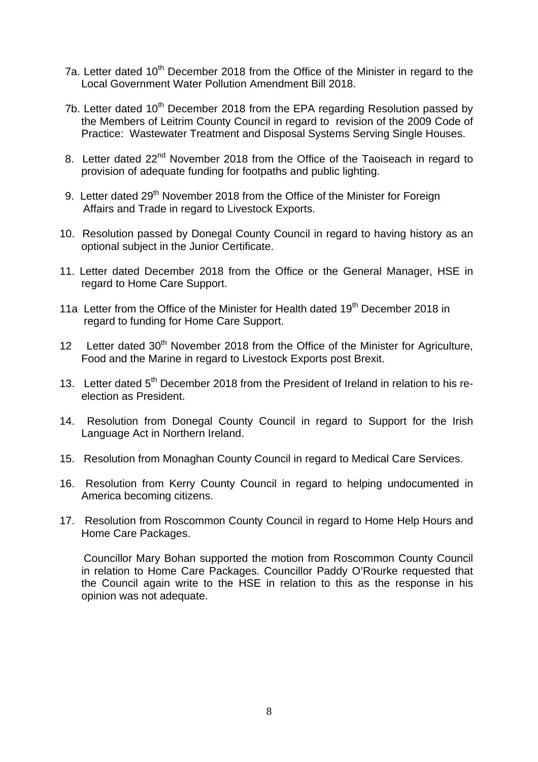7a. Letter dated 10th December 2018 from the Office of the Minister in regard to the Local Government Water Pollution Amendment Bill 2018.

7b. Letter dated 10th December 2018 from the EPA regarding Resolution passed by the Members of Leitrim County Council in regard to revision of the 2009 Code of Practice: Wastewater Treatment and Disposal Systems Serving Single Houses.

8. Letter dated 22nd November 2018 from the Office of the Taoiseach in regard to provision of adequate funding for footpaths and public lighting.

9. Letter dated 29th November 2018 from the Office of the Minister for Foreign Affairs and Trade in regard to Livestock Exports.

10. Resolution passed by Donegal County Council in regard to having history as an optional subject in the Junior Certificate.

11. Letter dated December 2018 from the Office or the General Manager, HSE in regard to Home Care Support.

11a Letter from the Office of the Minister for Health dated 19th December 2018 in regard to funding for Home Care Support.

12 Letter dated 30th November 2018 from the Office of the Minister for Agriculture, Food and the Marine in regard to Livestock Exports post Brexit.

13. Letter dated 5th December 2018 from the President of Ireland in relation to his re-election as President.

14. Resolution from Donegal County Council in regard to Support for the Irish Language Act in Northern Ireland.

15. Resolution from Monaghan County Council in regard to Medical Care Services.

16. Resolution from Kerry County Council in regard to helping undocumented in America becoming citizens.

17. Resolution from Roscommon County Council in regard to Home Help Hours and Home Care Packages.

Councillor Mary Bohan supported the motion from Roscommon County Council in relation to Home Care Packages. Councillor Paddy O'Rourke requested that the Council again write to the HSE in relation to this as the response in his opinion was not adequate.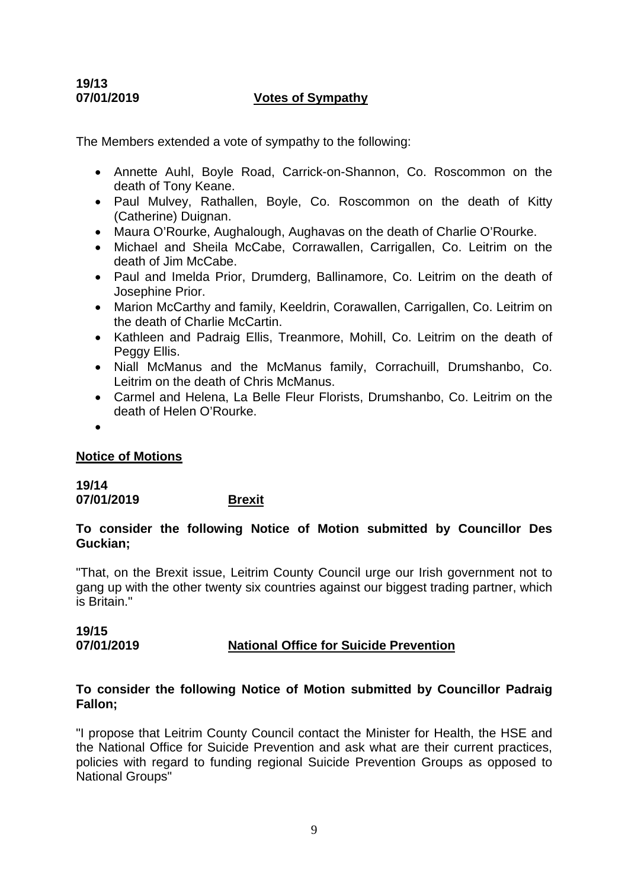**19/13**
**07/01/2019** **Votes of Sympathy**

The Members extended a vote of sympathy to the following:

- Annette Auhl, Boyle Road, Carrick-on-Shannon, Co. Roscommon on the death of Tony Keane.
- Paul Mulvey, Rathallen, Boyle, Co. Roscommon on the death of Kitty (Catherine) Duignan.
- Maura O'Rourke, Aughalough, Aughavas on the death of Charlie O'Rourke.
- Michael and Sheila McCabe, Corrawallen, Carrigallen, Co. Leitrim on the death of Jim McCabe.
- Paul and Imelda Prior, Drumderg, Ballinamore, Co. Leitrim on the death of Josephine Prior.
- Marion McCarthy and family, Keeldrin, Corawallen, Carrigallen, Co. Leitrim on the death of Charlie McCartin.
- Kathleen and Padraig Ellis, Treanmore, Mohill, Co. Leitrim on the death of Peggy Ellis.
- Niall McManus and the McManus family, Corrachuill, Drumshanbo, Co. Leitrim on the death of Chris McManus.
- Carmel and Helena, La Belle Fleur Florists, Drumshanbo, Co. Leitrim on the death of Helen O'Rourke.
- 

## Notice of Motions

**19/14**
**07/01/2019** **Brexit**

**To consider the following Notice of Motion submitted by Councillor Des Guckian;**

"That, on the Brexit issue, Leitrim County Council urge our Irish government not to gang up with the other twenty six countries against our biggest trading partner, which is Britain."

**19/15**
**07/01/2019** **National Office for Suicide Prevention**

**To consider the following Notice of Motion submitted by Councillor Padraig Fallon;**

"I propose that Leitrim County Council contact the Minister for Health, the HSE and the National Office for Suicide Prevention and ask what are their current practices, policies with regard to funding regional Suicide Prevention Groups as opposed to National Groups"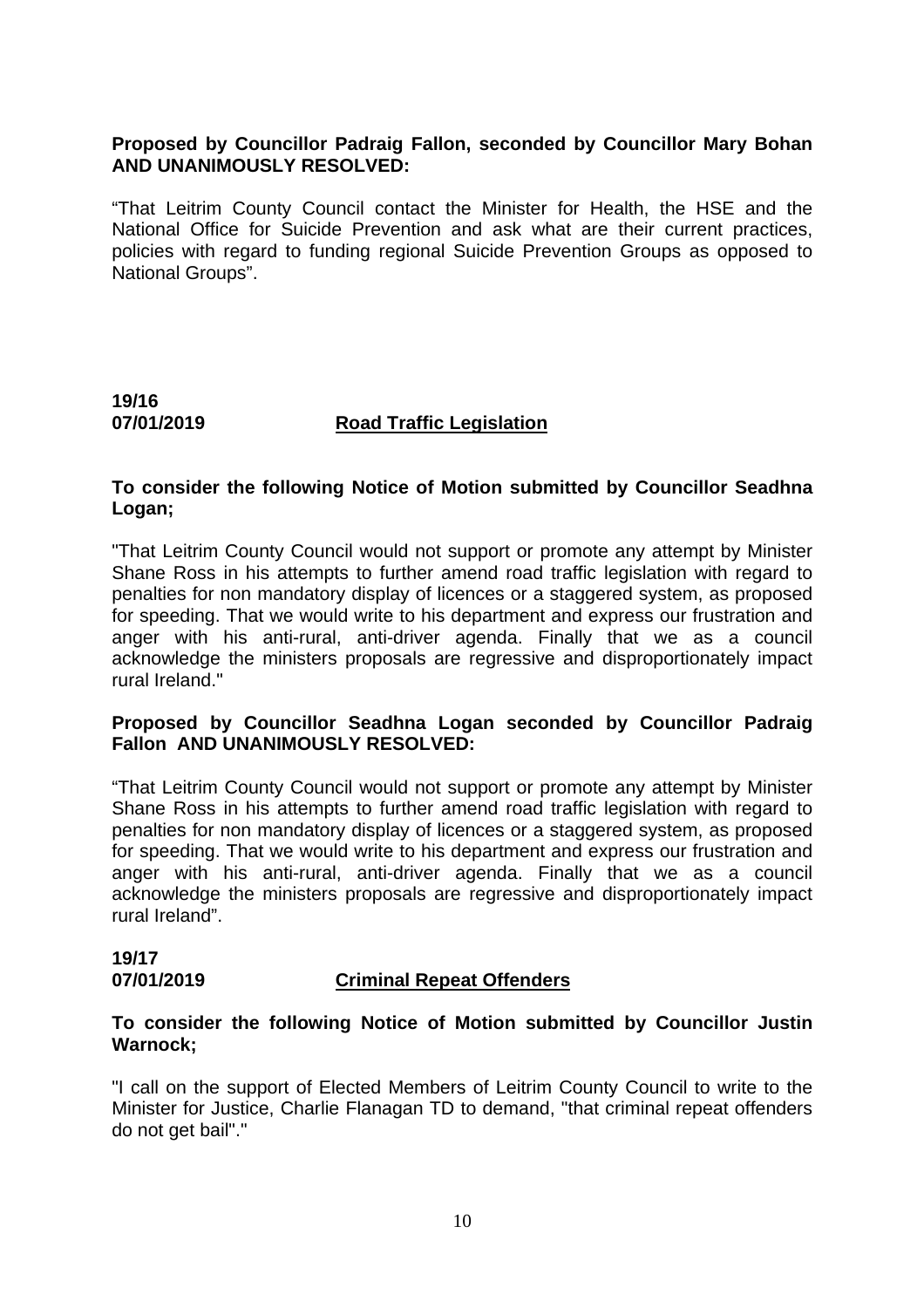**Proposed by Councillor Padraig Fallon, seconded by Councillor Mary Bohan AND UNANIMOUSLY RESOLVED:**

"That Leitrim County Council contact the Minister for Health, the HSE and the National Office for Suicide Prevention and ask what are their current practices, policies with regard to funding regional Suicide Prevention Groups as opposed to National Groups".

**19/16**
**07/01/2019** **Road Traffic Legislation**

**To consider the following Notice of Motion submitted by Councillor Seadhna Logan;**

"That Leitrim County Council would not support or promote any attempt by Minister Shane Ross in his attempts to further amend road traffic legislation with regard to penalties for non mandatory display of licences or a staggered system, as proposed for speeding. That we would write to his department and express our frustration and anger with his anti-rural, anti-driver agenda. Finally that we as a council acknowledge the ministers proposals are regressive and disproportionately impact rural Ireland."

**Proposed by Councillor Seadhna Logan seconded by Councillor Padraig Fallon AND UNANIMOUSLY RESOLVED:**

"That Leitrim County Council would not support or promote any attempt by Minister Shane Ross in his attempts to further amend road traffic legislation with regard to penalties for non mandatory display of licences or a staggered system, as proposed for speeding. That we would write to his department and express our frustration and anger with his anti-rural, anti-driver agenda. Finally that we as a council acknowledge the ministers proposals are regressive and disproportionately impact rural Ireland".

**19/17**
**07/01/2019** **Criminal Repeat Offenders**

**To consider the following Notice of Motion submitted by Councillor Justin Warnock;**

"I call on the support of Elected Members of Leitrim County Council to write to the Minister for Justice, Charlie Flanagan TD to demand, "that criminal repeat offenders do not get bail"."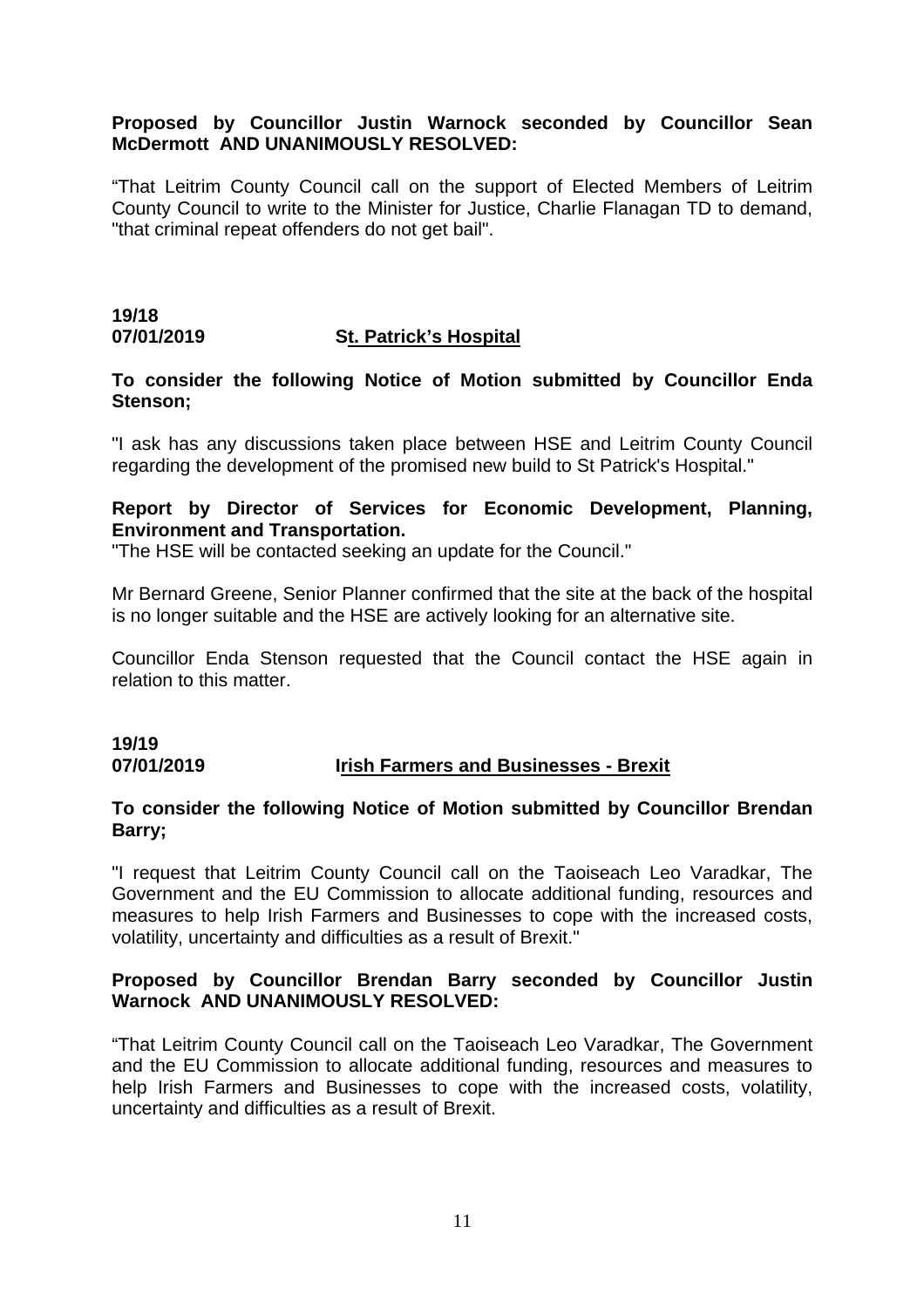**Proposed by Councillor Justin Warnock seconded by Councillor Sean McDermott AND UNANIMOUSLY RESOLVED:**

"That Leitrim County Council call on the support of Elected Members of Leitrim County Council to write to the Minister for Justice, Charlie Flanagan TD to demand, "that criminal repeat offenders do not get bail".

**19/18**
**07/01/2019** **St. Patrick's Hospital**

**To consider the following Notice of Motion submitted by Councillor Enda Stenson;**

"I ask has any discussions taken place between HSE and Leitrim County Council regarding the development of the promised new build to St Patrick's Hospital."

**Report by Director of Services for Economic Development, Planning, Environment and Transportation.**
"The HSE will be contacted seeking an update for the Council."

Mr Bernard Greene, Senior Planner confirmed that the site at the back of the hospital is no longer suitable and the HSE are actively looking for an alternative site.

Councillor Enda Stenson requested that the Council contact the HSE again in relation to this matter.

**19/19**
**07/01/2019** **Irish Farmers and Businesses - Brexit**

**To consider the following Notice of Motion submitted by Councillor Brendan Barry;**

"I request that Leitrim County Council call on the Taoiseach Leo Varadkar, The Government and the EU Commission to allocate additional funding, resources and measures to help Irish Farmers and Businesses to cope with the increased costs, volatility, uncertainty and difficulties as a result of Brexit."

**Proposed by Councillor Brendan Barry seconded by Councillor Justin Warnock AND UNANIMOUSLY RESOLVED:**

"That Leitrim County Council call on the Taoiseach Leo Varadkar, The Government and the EU Commission to allocate additional funding, resources and measures to help Irish Farmers and Businesses to cope with the increased costs, volatility, uncertainty and difficulties as a result of Brexit.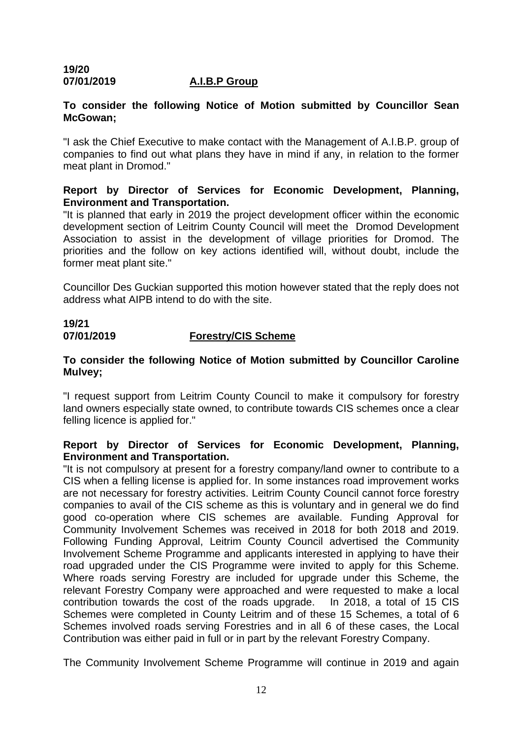**19/20**
**07/01/2019** **A.I.B.P Group**

**To consider the following Notice of Motion submitted by Councillor Sean McGowan;**

"I ask the Chief Executive to make contact with the Management of A.I.B.P. group of companies to find out what plans they have in mind if any, in relation to the former meat plant in Dromod."

**Report by Director of Services for Economic Development, Planning, Environment and Transportation.**
"It is planned that early in 2019 the project development officer within the economic development section of Leitrim County Council will meet the Dromod Development Association to assist in the development of village priorities for Dromod. The priorities and the follow on key actions identified will, without doubt, include the former meat plant site."

Councillor Des Guckian supported this motion however stated that the reply does not address what AIPB intend to do with the site.

**19/21**
**07/01/2019** **Forestry/CIS Scheme**

**To consider the following Notice of Motion submitted by Councillor Caroline Mulvey;**

"I request support from Leitrim County Council to make it compulsory for forestry land owners especially state owned, to contribute towards CIS schemes once a clear felling licence is applied for."

**Report by Director of Services for Economic Development, Planning, Environment and Transportation.**
"It is not compulsory at present for a forestry company/land owner to contribute to a CIS when a felling license is applied for. In some instances road improvement works are not necessary for forestry activities. Leitrim County Council cannot force forestry companies to avail of the CIS scheme as this is voluntary and in general we do find good co-operation where CIS schemes are available. Funding Approval for Community Involvement Schemes was received in 2018 for both 2018 and 2019. Following Funding Approval, Leitrim County Council advertised the Community Involvement Scheme Programme and applicants interested in applying to have their road upgraded under the CIS Programme were invited to apply for this Scheme. Where roads serving Forestry are included for upgrade under this Scheme, the relevant Forestry Company were approached and were requested to make a local contribution towards the cost of the roads upgrade. In 2018, a total of 15 CIS Schemes were completed in County Leitrim and of these 15 Schemes, a total of 6 Schemes involved roads serving Forestries and in all 6 of these cases, the Local Contribution was either paid in full or in part by the relevant Forestry Company.

The Community Involvement Scheme Programme will continue in 2019 and again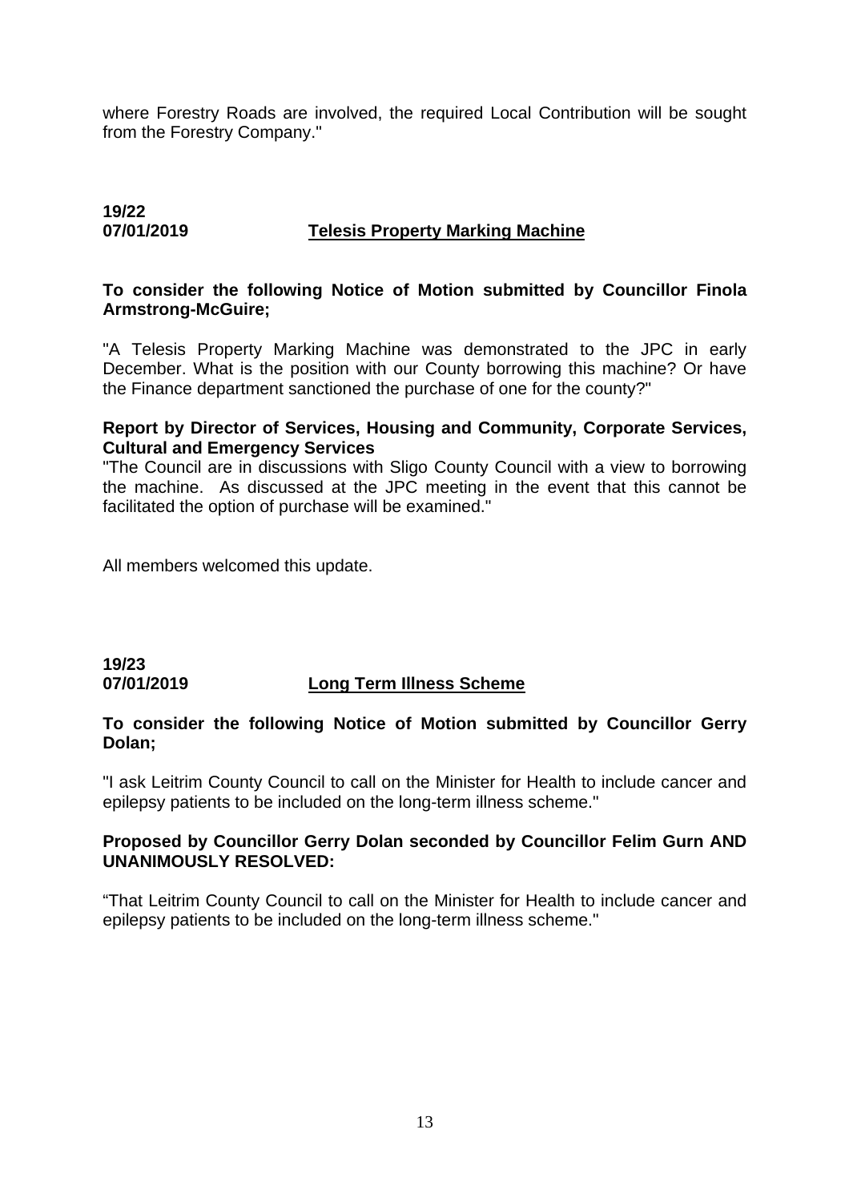where Forestry Roads are involved, the required Local Contribution will be sought from the Forestry Company."

**19/22**
**07/01/2019** **Telesis Property Marking Machine**

**To consider the following Notice of Motion submitted by Councillor Finola Armstrong-McGuire;**

"A Telesis Property Marking Machine was demonstrated to the JPC in early December. What is the position with our County borrowing this machine? Or have the Finance department sanctioned the purchase of one for the county?"

**Report by Director of Services, Housing and Community, Corporate Services, Cultural and Emergency Services**

"The Council are in discussions with Sligo County Council with a view to borrowing the machine. As discussed at the JPC meeting in the event that this cannot be facilitated the option of purchase will be examined."

All members welcomed this update.

**19/23**
**07/01/2019** **Long Term Illness Scheme**

**To consider the following Notice of Motion submitted by Councillor Gerry Dolan;**

"I ask Leitrim County Council to call on the Minister for Health to include cancer and epilepsy patients to be included on the long-term illness scheme."

**Proposed by Councillor Gerry Dolan seconded by Councillor Felim Gurn AND UNANIMOUSLY RESOLVED:**

"That Leitrim County Council to call on the Minister for Health to include cancer and epilepsy patients to be included on the long-term illness scheme."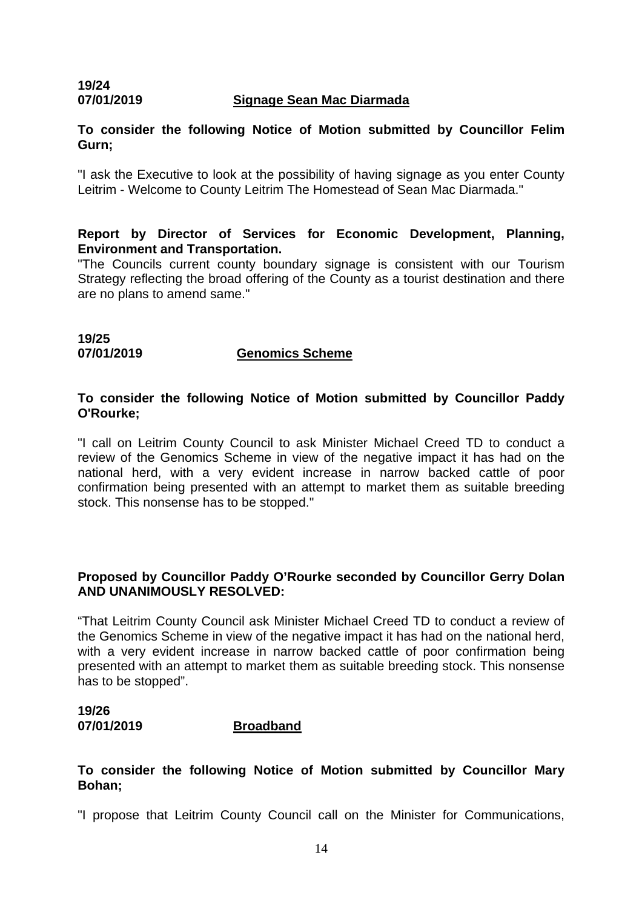**19/24**
**07/01/2019** **Signage Sean Mac Diarmada**

**To consider the following Notice of Motion submitted by Councillor Felim Gurn;**

"I ask the Executive to look at the possibility of having signage as you enter County Leitrim - Welcome to County Leitrim The Homestead of Sean Mac Diarmada."

**Report by Director of Services for Economic Development, Planning, Environment and Transportation.**
"The Councils current county boundary signage is consistent with our Tourism Strategy reflecting the broad offering of the County as a tourist destination and there are no plans to amend same."

**19/25**
**07/01/2019** **Genomics Scheme**

**To consider the following Notice of Motion submitted by Councillor Paddy O'Rourke;**

"I call on Leitrim County Council to ask Minister Michael Creed TD to conduct a review of the Genomics Scheme in view of the negative impact it has had on the national herd, with a very evident increase in narrow backed cattle of poor confirmation being presented with an attempt to market them as suitable breeding stock. This nonsense has to be stopped."

**Proposed by Councillor Paddy O'Rourke seconded by Councillor Gerry Dolan AND UNANIMOUSLY RESOLVED:**

"That Leitrim County Council ask Minister Michael Creed TD to conduct a review of the Genomics Scheme in view of the negative impact it has had on the national herd, with a very evident increase in narrow backed cattle of poor confirmation being presented with an attempt to market them as suitable breeding stock. This nonsense has to be stopped".

**19/26**
**07/01/2019** **Broadband**

**To consider the following Notice of Motion submitted by Councillor Mary Bohan;**

"I propose that Leitrim County Council call on the Minister for Communications,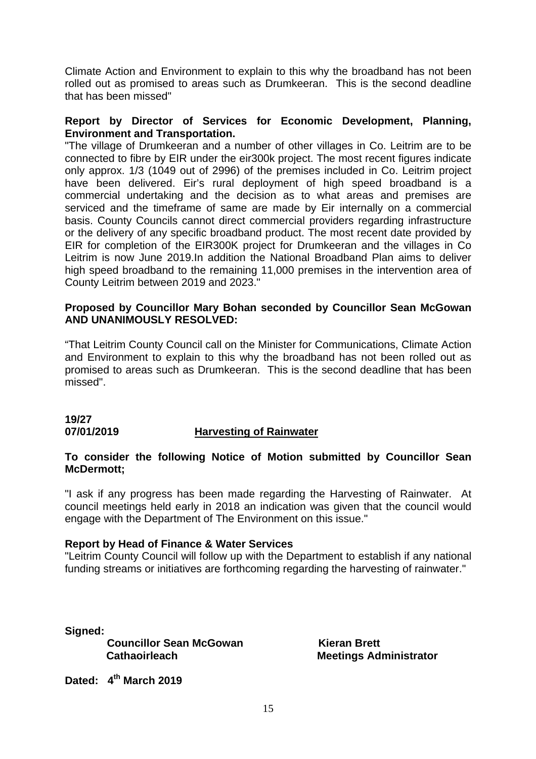Climate Action and Environment to explain to this why the broadband has not been rolled out as promised to areas such as Drumkeeran. This is the second deadline that has been missed"

**Report by Director of Services for Economic Development, Planning, Environment and Transportation.**

"The village of Drumkeeran and a number of other villages in Co. Leitrim are to be connected to fibre by EIR under the eir300k project. The most recent figures indicate only approx. 1/3 (1049 out of 2996) of the premises included in Co. Leitrim project have been delivered. Eir's rural deployment of high speed broadband is a commercial undertaking and the decision as to what areas and premises are serviced and the timeframe of same are made by Eir internally on a commercial basis. County Councils cannot direct commercial providers regarding infrastructure or the delivery of any specific broadband product. The most recent date provided by EIR for completion of the EIR300K project for Drumkeeran and the villages in Co Leitrim is now June 2019.In addition the National Broadband Plan aims to deliver high speed broadband to the remaining 11,000 premises in the intervention area of County Leitrim between 2019 and 2023."

**Proposed by Councillor Mary Bohan seconded by Councillor Sean McGowan AND UNANIMOUSLY RESOLVED:**

"That Leitrim County Council call on the Minister for Communications, Climate Action and Environment to explain to this why the broadband has not been rolled out as promised to areas such as Drumkeeran. This is the second deadline that has been missed".

**19/27**
**07/01/2019** **Harvesting of Rainwater**

**To consider the following Notice of Motion submitted by Councillor Sean McDermott;**

"I ask if any progress has been made regarding the Harvesting of Rainwater. At council meetings held early in 2018 an indication was given that the council would engage with the Department of The Environment on this issue."

**Report by Head of Finance & Water Services**

"Leitrim County Council will follow up with the Department to establish if any national funding streams or initiatives are forthcoming regarding the harvesting of rainwater."

**Signed:**

**Councillor Sean McGowan** — **Cathaoirleach**

**Kieran Brett** — **Meetings Administrator**

**Dated: 4th March 2019**